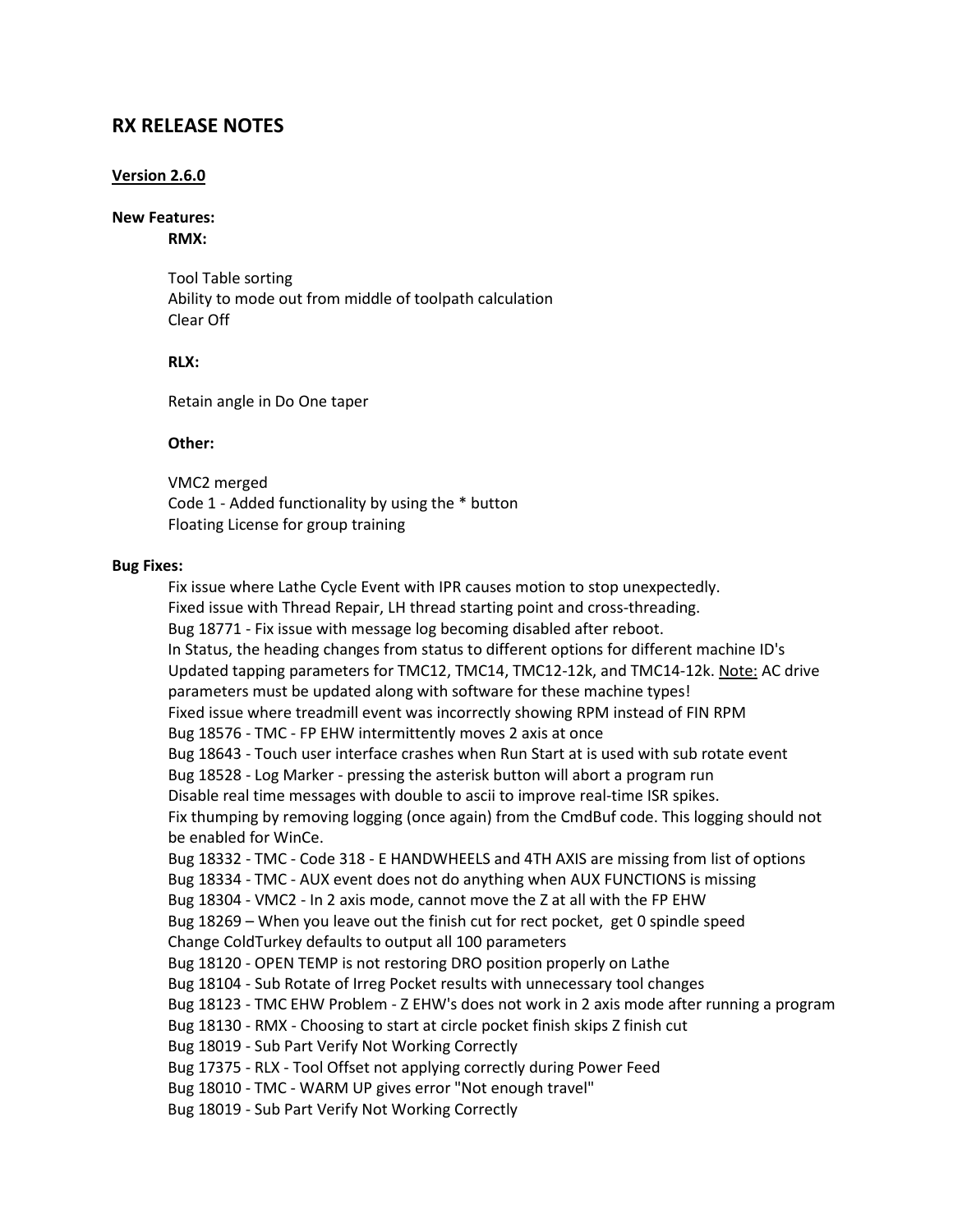# RX RELEASE NOTES

## Version 2.6.0

### New Features:

**RMX:**

Tool Table sorting
Ability to mode out from middle of toolpath calculation
Clear Off

**RLX:**

Retain angle in Do One taper

**Other:**

VMC2 merged
Code 1 - Added functionality by using the * button
Floating License for group training

### Bug Fixes:

Fix issue where Lathe Cycle Event with IPR causes motion to stop unexpectedly.
Fixed issue with Thread Repair, LH thread starting point and cross-threading.
Bug 18771 - Fix issue with message log becoming disabled after reboot.
In Status, the heading changes from status to different options for different machine ID's
Updated tapping parameters for TMC12, TMC14, TMC12-12k, and TMC14-12k. Note: AC drive parameters must be updated along with software for these machine types!
Fixed issue where treadmill event was incorrectly showing RPM instead of FIN RPM
Bug 18576 - TMC - FP EHW intermittently moves 2 axis at once
Bug 18643 - Touch user interface crashes when Run Start at is used with sub rotate event
Bug 18528 - Log Marker - pressing the asterisk button will abort a program run
Disable real time messages with double to ascii to improve real-time ISR spikes.
Fix thumping by removing logging (once again) from the CmdBuf code. This logging should not be enabled for WinCe.
Bug 18332 - TMC - Code 318 - E HANDWHEELS and 4TH AXIS are missing from list of options
Bug 18334 - TMC - AUX event does not do anything when AUX FUNCTIONS is missing
Bug 18304 - VMC2 - In 2 axis mode, cannot move the Z at all with the FP EHW
Bug 18269 – When you leave out the finish cut for rect pocket, get 0 spindle speed
Change ColdTurkey defaults to output all 100 parameters
Bug 18120 - OPEN TEMP is not restoring DRO position properly on Lathe
Bug 18104 - Sub Rotate of Irreg Pocket results with unnecessary tool changes
Bug 18123 - TMC EHW Problem - Z EHW's does not work in 2 axis mode after running a program
Bug 18130 - RMX - Choosing to start at circle pocket finish skips Z finish cut
Bug 18019 - Sub Part Verify Not Working Correctly
Bug 17375 - RLX - Tool Offset not applying correctly during Power Feed
Bug 18010 - TMC - WARM UP gives error "Not enough travel"
Bug 18019 - Sub Part Verify Not Working Correctly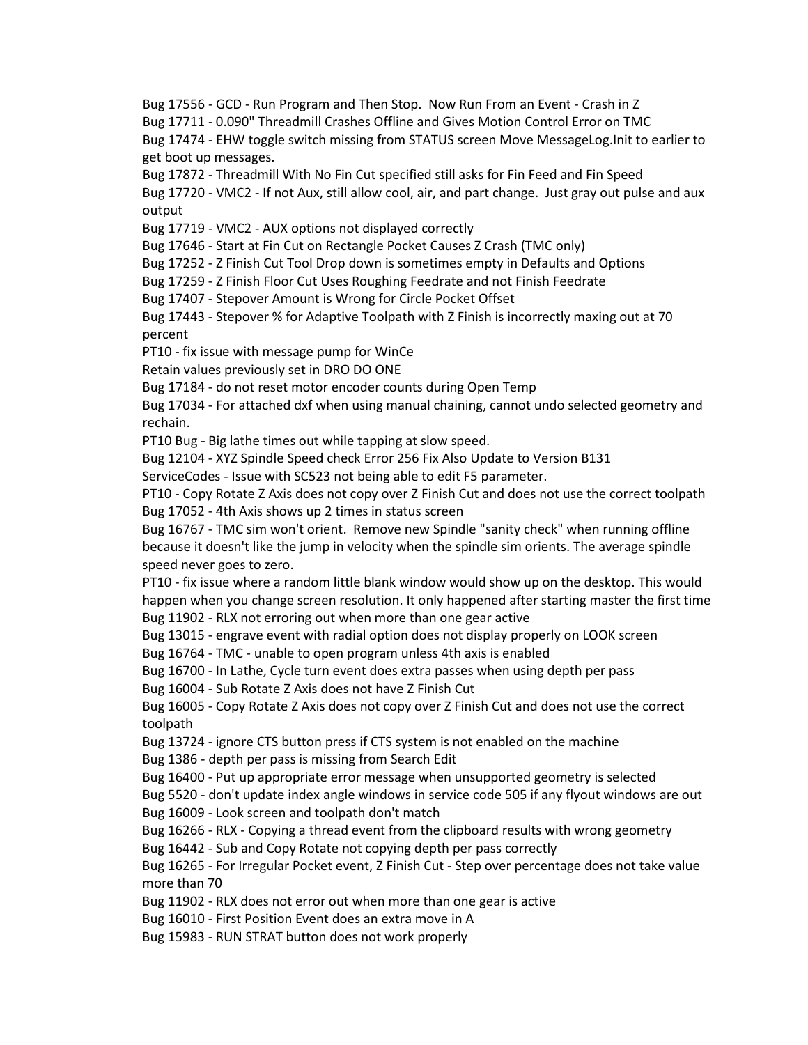Bug 17556 - GCD - Run Program and Then Stop. Now Run From an Event - Crash in Z
Bug 17711 - 0.090" Threadmill Crashes Offline and Gives Motion Control Error on TMC
Bug 17474 - EHW toggle switch missing from STATUS screen Move MessageLog.Init to earlier to get boot up messages.
Bug 17872 - Threadmill With No Fin Cut specified still asks for Fin Feed and Fin Speed
Bug 17720 - VMC2 - If not Aux, still allow cool, air, and part change. Just gray out pulse and aux output
Bug 17719 - VMC2 - AUX options not displayed correctly
Bug 17646 - Start at Fin Cut on Rectangle Pocket Causes Z Crash (TMC only)
Bug 17252 - Z Finish Cut Tool Drop down is sometimes empty in Defaults and Options
Bug 17259 - Z Finish Floor Cut Uses Roughing Feedrate and not Finish Feedrate
Bug 17407 - Stepover Amount is Wrong for Circle Pocket Offset
Bug 17443 - Stepover % for Adaptive Toolpath with Z Finish is incorrectly maxing out at 70 percent
PT10 - fix issue with message pump for WinCe
Retain values previously set in DRO DO ONE
Bug 17184 - do not reset motor encoder counts during Open Temp
Bug 17034 - For attached dxf when using manual chaining, cannot undo selected geometry and rechain.
PT10 Bug - Big lathe times out while tapping at slow speed.
Bug 12104 - XYZ Spindle Speed check Error 256 Fix Also Update to Version B131
ServiceCodes - Issue with SC523 not being able to edit F5 parameter.
PT10 - Copy Rotate Z Axis does not copy over Z Finish Cut and does not use the correct toolpath
Bug 17052 - 4th Axis shows up 2 times in status screen
Bug 16767 - TMC sim won't orient. Remove new Spindle "sanity check" when running offline because it doesn't like the jump in velocity when the spindle sim orients. The average spindle speed never goes to zero.
PT10 - fix issue where a random little blank window would show up on the desktop. This would happen when you change screen resolution. It only happened after starting master the first time
Bug 11902 - RLX not erroring out when more than one gear active
Bug 13015 - engrave event with radial option does not display properly on LOOK screen
Bug 16764 - TMC - unable to open program unless 4th axis is enabled
Bug 16700 - In Lathe, Cycle turn event does extra passes when using depth per pass
Bug 16004 - Sub Rotate Z Axis does not have Z Finish Cut
Bug 16005 - Copy Rotate Z Axis does not copy over Z Finish Cut and does not use the correct toolpath
Bug 13724 - ignore CTS button press if CTS system is not enabled on the machine
Bug 1386 - depth per pass is missing from Search Edit
Bug 16400 - Put up appropriate error message when unsupported geometry is selected
Bug 5520 - don't update index angle windows in service code 505 if any flyout windows are out
Bug 16009 - Look screen and toolpath don't match
Bug 16266 - RLX - Copying a thread event from the clipboard results with wrong geometry
Bug 16442 - Sub and Copy Rotate not copying depth per pass correctly
Bug 16265 - For Irregular Pocket event, Z Finish Cut - Step over percentage does not take value more than 70
Bug 11902 - RLX does not error out when more than one gear is active
Bug 16010 - First Position Event does an extra move in A
Bug 15983 - RUN STRAT button does not work properly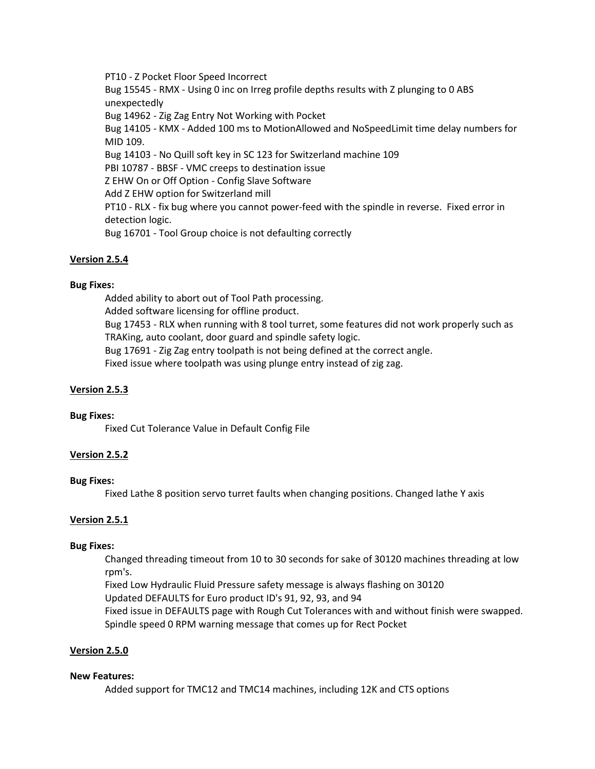PT10 - Z Pocket Floor Speed Incorrect
Bug 15545 - RMX - Using 0 inc on Irreg profile depths results with Z plunging to 0 ABS unexpectedly
Bug 14962 - Zig Zag Entry Not Working with Pocket
Bug 14105 - KMX - Added 100 ms to MotionAllowed and NoSpeedLimit time delay numbers for MID 109.
Bug 14103 - No Quill soft key in SC 123 for Switzerland machine 109
PBI 10787 - BBSF - VMC creeps to destination issue
Z EHW On or Off Option - Config Slave Software
Add Z EHW option for Switzerland mill
PT10 - RLX - fix bug where you cannot power-feed with the spindle in reverse. Fixed error in detection logic.
Bug 16701 - Tool Group choice is not defaulting correctly

## Version 2.5.4

**Bug Fixes:**

Added ability to abort out of Tool Path processing.
Added software licensing for offline product.
Bug 17453 - RLX when running with 8 tool turret, some features did not work properly such as TRAKing, auto coolant, door guard and spindle safety logic.
Bug 17691 - Zig Zag entry toolpath is not being defined at the correct angle.
Fixed issue where toolpath was using plunge entry instead of zig zag.

## Version 2.5.3

**Bug Fixes:**

Fixed Cut Tolerance Value in Default Config File

## Version 2.5.2

**Bug Fixes:**

Fixed Lathe 8 position servo turret faults when changing positions. Changed lathe Y axis

## Version 2.5.1

**Bug Fixes:**

Changed threading timeout from 10 to 30 seconds for sake of 30120 machines threading at low rpm's.
Fixed Low Hydraulic Fluid Pressure safety message is always flashing on 30120
Updated DEFAULTS for Euro product ID's 91, 92, 93, and 94
Fixed issue in DEFAULTS page with Rough Cut Tolerances with and without finish were swapped.
Spindle speed 0 RPM warning message that comes up for Rect Pocket

## Version 2.5.0

**New Features:**

Added support for TMC12 and TMC14 machines, including 12K and CTS options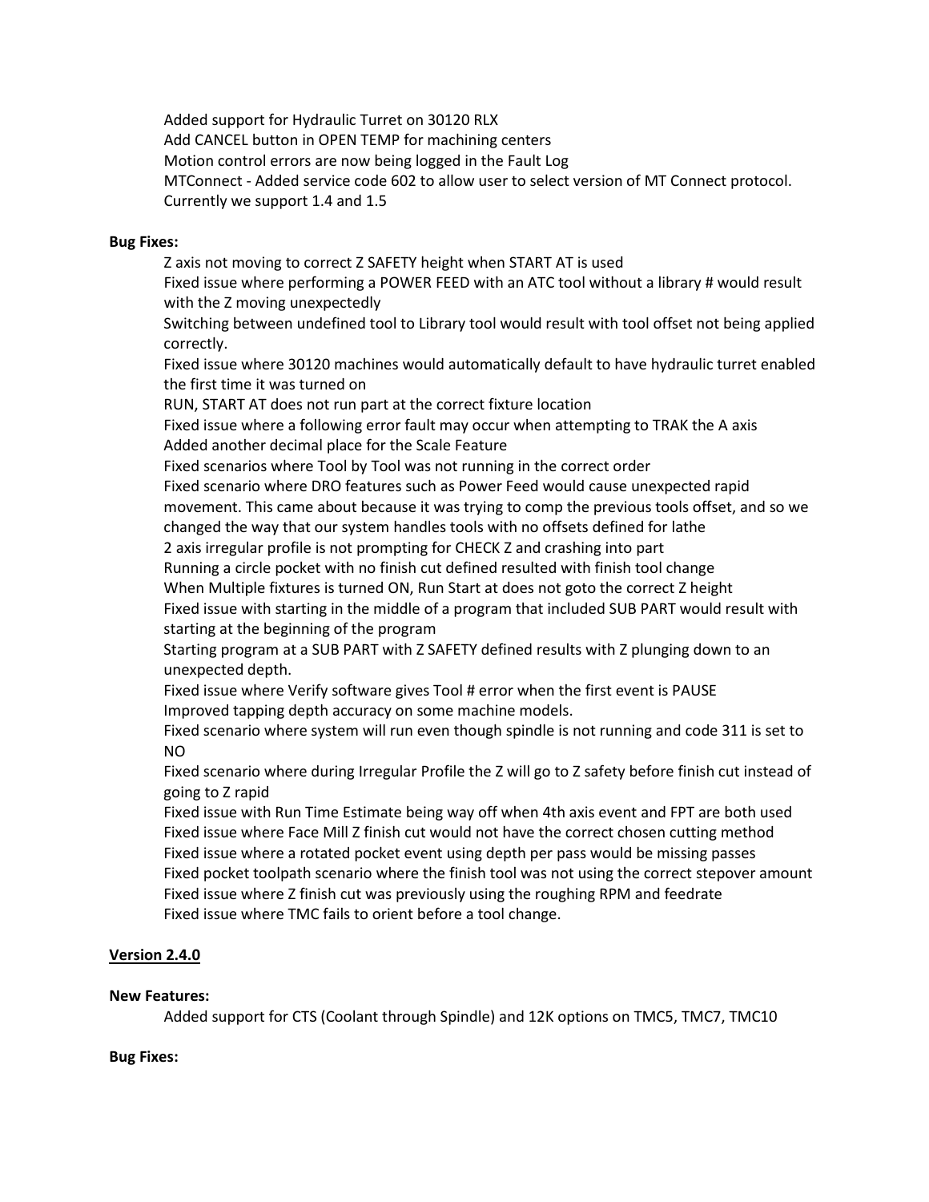Added support for Hydraulic Turret on 30120 RLX
Add CANCEL button in OPEN TEMP for machining centers
Motion control errors are now being logged in the Fault Log
MTConnect - Added service code 602 to allow user to select version of MT Connect protocol. Currently we support 1.4 and 1.5

**Bug Fixes:**

Z axis not moving to correct Z SAFETY height when START AT is used
Fixed issue where performing a POWER FEED with an ATC tool without a library # would result with the Z moving unexpectedly
Switching between undefined tool to Library tool would result with tool offset not being applied correctly.
Fixed issue where 30120 machines would automatically default to have hydraulic turret enabled the first time it was turned on
RUN, START AT does not run part at the correct fixture location
Fixed issue where a following error fault may occur when attempting to TRAK the A axis
Added another decimal place for the Scale Feature
Fixed scenarios where Tool by Tool was not running in the correct order
Fixed scenario where DRO features such as Power Feed would cause unexpected rapid movement. This came about because it was trying to comp the previous tools offset, and so we changed the way that our system handles tools with no offsets defined for lathe
2 axis irregular profile is not prompting for CHECK Z and crashing into part
Running a circle pocket with no finish cut defined resulted with finish tool change
When Multiple fixtures is turned ON, Run Start at does not goto the correct Z height
Fixed issue with starting in the middle of a program that included SUB PART would result with starting at the beginning of the program
Starting program at a SUB PART with Z SAFETY defined results with Z plunging down to an unexpected depth.
Fixed issue where Verify software gives Tool # error when the first event is PAUSE
Improved tapping depth accuracy on some machine models.
Fixed scenario where system will run even though spindle is not running and code 311 is set to NO
Fixed scenario where during Irregular Profile the Z will go to Z safety before finish cut instead of going to Z rapid
Fixed issue with Run Time Estimate being way off when 4th axis event and FPT are both used
Fixed issue where Face Mill Z finish cut would not have the correct chosen cutting method
Fixed issue where a rotated pocket event using depth per pass would be missing passes
Fixed pocket toolpath scenario where the finish tool was not using the correct stepover amount
Fixed issue where Z finish cut was previously using the roughing RPM and feedrate
Fixed issue where TMC fails to orient before a tool change.

**Version 2.4.0**

**New Features:**

Added support for CTS (Coolant through Spindle) and 12K options on TMC5, TMC7, TMC10

**Bug Fixes:**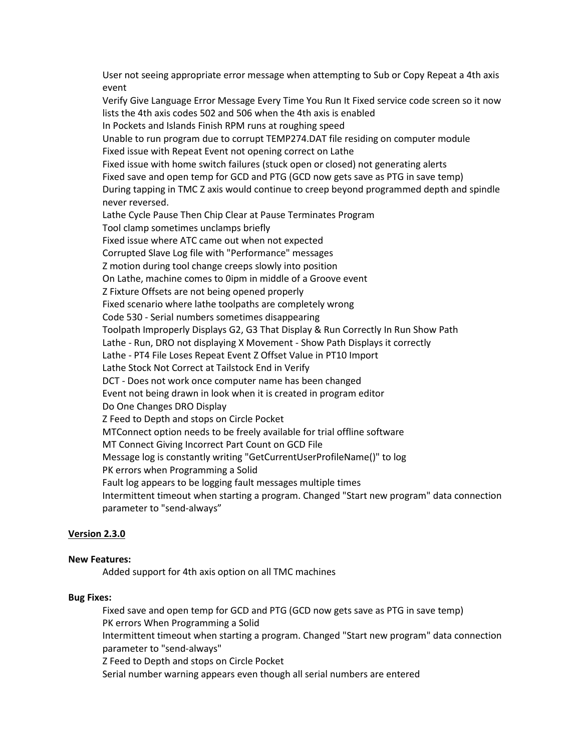User not seeing appropriate error message when attempting to Sub or Copy Repeat a 4th axis event
Verify Give Language Error Message Every Time You Run It Fixed service code screen so it now lists the 4th axis codes 502 and 506 when the 4th axis is enabled
In Pockets and Islands Finish RPM runs at roughing speed
Unable to run program due to corrupt TEMP274.DAT file residing on computer module
Fixed issue with Repeat Event not opening correct on Lathe
Fixed issue with home switch failures (stuck open or closed) not generating alerts
Fixed save and open temp for GCD and PTG (GCD now gets save as PTG in save temp)
During tapping in TMC Z axis would continue to creep beyond programmed depth and spindle never reversed.
Lathe Cycle Pause Then Chip Clear at Pause Terminates Program
Tool clamp sometimes unclamps briefly
Fixed issue where ATC came out when not expected
Corrupted Slave Log file with "Performance" messages
Z motion during tool change creeps slowly into position
On Lathe, machine comes to 0ipm in middle of a Groove event
Z Fixture Offsets are not being opened properly
Fixed scenario where lathe toolpaths are completely wrong
Code 530 - Serial numbers sometimes disappearing
Toolpath Improperly Displays G2, G3 That Display & Run Correctly In Run Show Path
Lathe - Run, DRO not displaying X Movement - Show Path Displays it correctly
Lathe - PT4 File Loses Repeat Event Z Offset Value in PT10 Import
Lathe Stock Not Correct at Tailstock End in Verify
DCT - Does not work once computer name has been changed
Event not being drawn in look when it is created in program editor
Do One Changes DRO Display
Z Feed to Depth and stops on Circle Pocket
MTConnect option needs to be freely available for trial offline software
MT Connect Giving Incorrect Part Count on GCD File
Message log is constantly writing "GetCurrentUserProfileName()" to log
PK errors when Programming a Solid
Fault log appears to be logging fault messages multiple times
Intermittent timeout when starting a program. Changed "Start new program" data connection parameter to "send-always"

**Version 2.3.0**

**New Features:**

Added support for 4th axis option on all TMC machines

**Bug Fixes:**

Fixed save and open temp for GCD and PTG (GCD now gets save as PTG in save temp)
PK errors When Programming a Solid
Intermittent timeout when starting a program. Changed "Start new program" data connection parameter to "send-always"
Z Feed to Depth and stops on Circle Pocket
Serial number warning appears even though all serial numbers are entered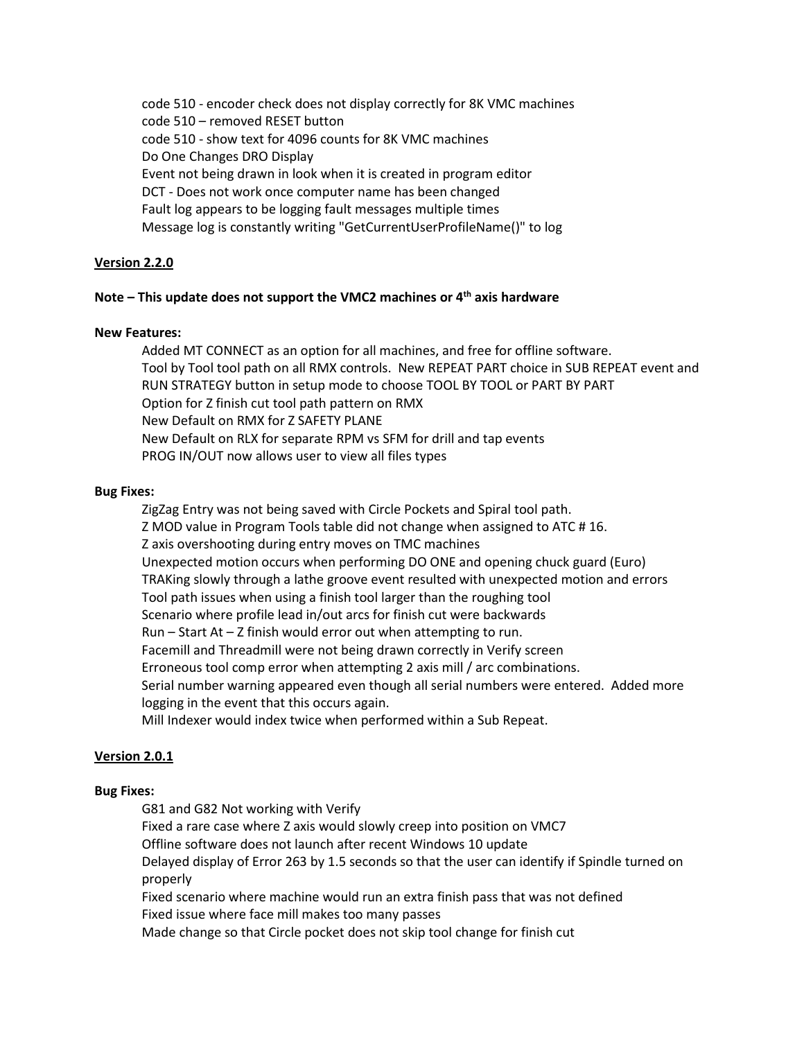code 510 - encoder check does not display correctly for 8K VMC machines
code 510 – removed RESET button
code 510 - show text for 4096 counts for 8K VMC machines
Do One Changes DRO Display
Event not being drawn in look when it is created in program editor
DCT - Does not work once computer name has been changed
Fault log appears to be logging fault messages multiple times
Message log is constantly writing "GetCurrentUserProfileName()" to log

## Version 2.2.0

**Note – This update does not support the VMC2 machines or 4th axis hardware**

**New Features:**

Added MT CONNECT as an option for all machines, and free for offline software.
Tool by Tool tool path on all RMX controls. New REPEAT PART choice in SUB REPEAT event and RUN STRATEGY button in setup mode to choose TOOL BY TOOL or PART BY PART
Option for Z finish cut tool path pattern on RMX
New Default on RMX for Z SAFETY PLANE
New Default on RLX for separate RPM vs SFM for drill and tap events
PROG IN/OUT now allows user to view all files types

**Bug Fixes:**

ZigZag Entry was not being saved with Circle Pockets and Spiral tool path.
Z MOD value in Program Tools table did not change when assigned to ATC # 16.
Z axis overshooting during entry moves on TMC machines
Unexpected motion occurs when performing DO ONE and opening chuck guard (Euro)
TRAKing slowly through a lathe groove event resulted with unexpected motion and errors
Tool path issues when using a finish tool larger than the roughing tool
Scenario where profile lead in/out arcs for finish cut were backwards
Run – Start At – Z finish would error out when attempting to run.
Facemill and Threadmill were not being drawn correctly in Verify screen
Erroneous tool comp error when attempting 2 axis mill / arc combinations.
Serial number warning appeared even though all serial numbers were entered. Added more logging in the event that this occurs again.
Mill Indexer would index twice when performed within a Sub Repeat.

## Version 2.0.1

**Bug Fixes:**

G81 and G82 Not working with Verify
Fixed a rare case where Z axis would slowly creep into position on VMC7
Offline software does not launch after recent Windows 10 update
Delayed display of Error 263 by 1.5 seconds so that the user can identify if Spindle turned on properly
Fixed scenario where machine would run an extra finish pass that was not defined
Fixed issue where face mill makes too many passes
Made change so that Circle pocket does not skip tool change for finish cut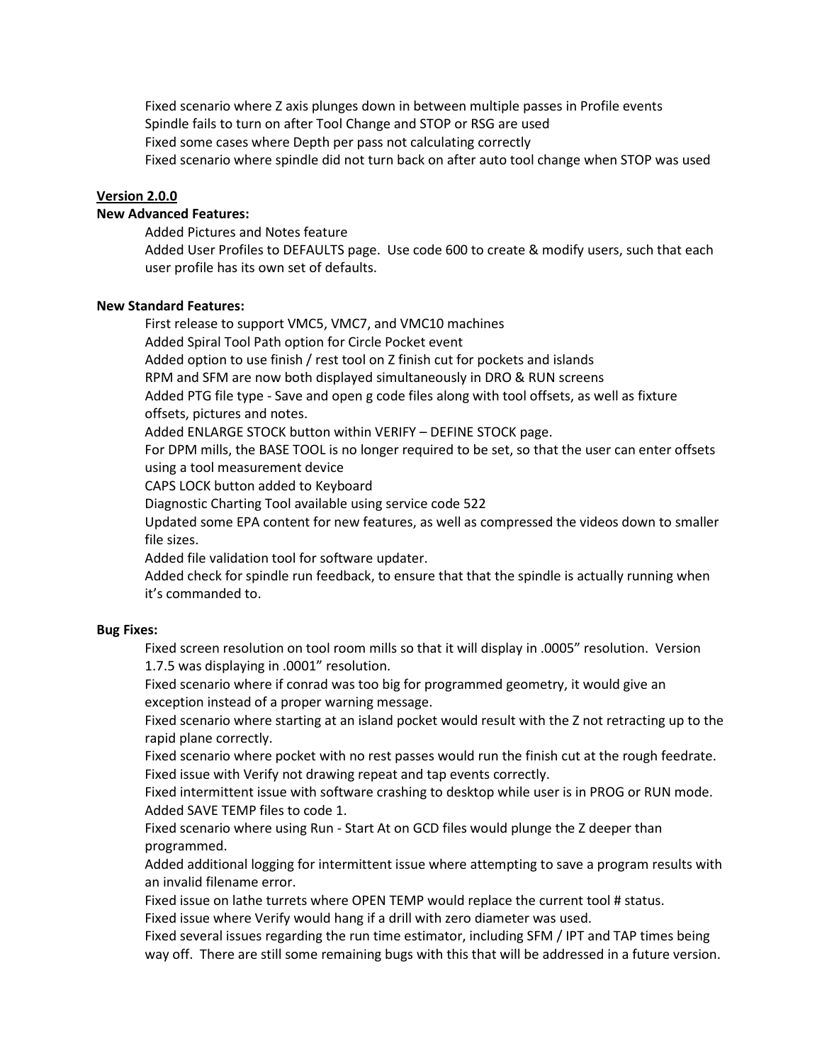Fixed scenario where Z axis plunges down in between multiple passes in Profile events
Spindle fails to turn on after Tool Change and STOP or RSG are used
Fixed some cases where Depth per pass not calculating correctly
Fixed scenario where spindle did not turn back on after auto tool change when STOP was used

### <u>Version 2.0.0</u>

**New Advanced Features:**

Added Pictures and Notes feature
Added User Profiles to DEFAULTS page. Use code 600 to create & modify users, such that each user profile has its own set of defaults.

**New Standard Features:**

First release to support VMC5, VMC7, and VMC10 machines
Added Spiral Tool Path option for Circle Pocket event
Added option to use finish / rest tool on Z finish cut for pockets and islands
RPM and SFM are now both displayed simultaneously in DRO & RUN screens
Added PTG file type - Save and open g code files along with tool offsets, as well as fixture offsets, pictures and notes.
Added ENLARGE STOCK button within VERIFY – DEFINE STOCK page.
For DPM mills, the BASE TOOL is no longer required to be set, so that the user can enter offsets using a tool measurement device
CAPS LOCK button added to Keyboard
Diagnostic Charting Tool available using service code 522
Updated some EPA content for new features, as well as compressed the videos down to smaller file sizes.
Added file validation tool for software updater.
Added check for spindle run feedback, to ensure that that the spindle is actually running when it's commanded to.

**Bug Fixes:**

Fixed screen resolution on tool room mills so that it will display in .0005" resolution. Version 1.7.5 was displaying in .0001" resolution.
Fixed scenario where if conrad was too big for programmed geometry, it would give an exception instead of a proper warning message.
Fixed scenario where starting at an island pocket would result with the Z not retracting up to the rapid plane correctly.
Fixed scenario where pocket with no rest passes would run the finish cut at the rough feedrate.
Fixed issue with Verify not drawing repeat and tap events correctly.
Fixed intermittent issue with software crashing to desktop while user is in PROG or RUN mode.
Added SAVE TEMP files to code 1.
Fixed scenario where using Run - Start At on GCD files would plunge the Z deeper than programmed.
Added additional logging for intermittent issue where attempting to save a program results with an invalid filename error.
Fixed issue on lathe turrets where OPEN TEMP would replace the current tool # status.
Fixed issue where Verify would hang if a drill with zero diameter was used.
Fixed several issues regarding the run time estimator, including SFM / IPT and TAP times being way off. There are still some remaining bugs with this that will be addressed in a future version.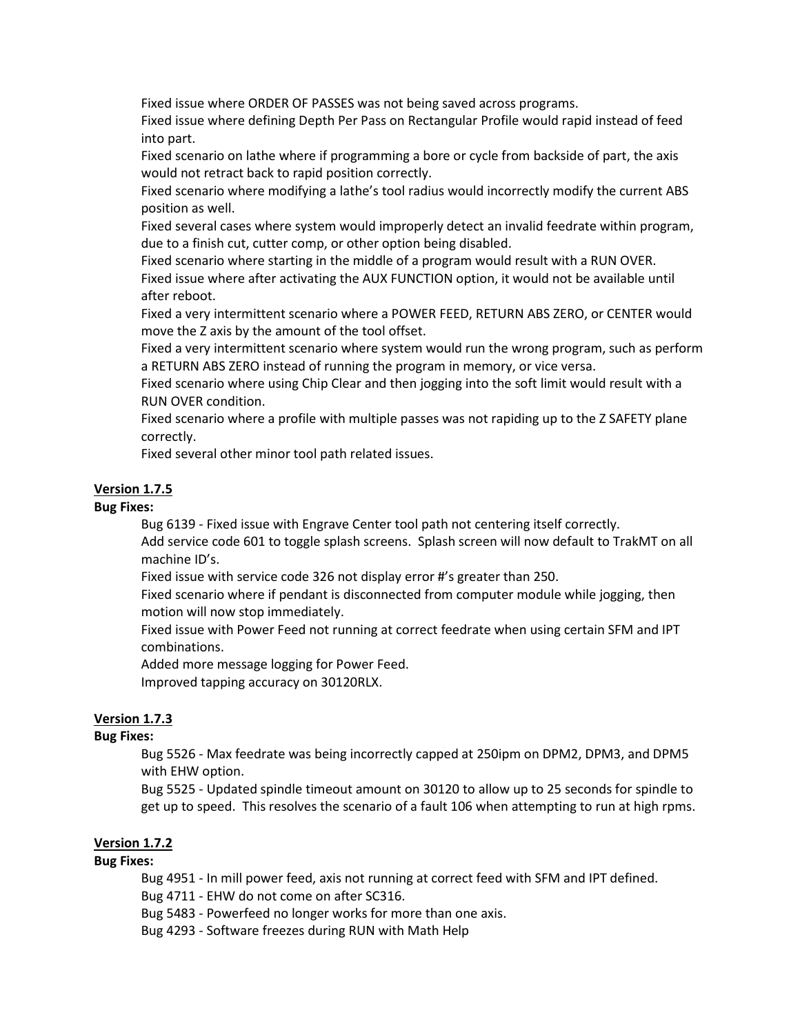Fixed issue where ORDER OF PASSES was not being saved across programs.
Fixed issue where defining Depth Per Pass on Rectangular Profile would rapid instead of feed into part.
Fixed scenario on lathe where if programming a bore or cycle from backside of part, the axis would not retract back to rapid position correctly.
Fixed scenario where modifying a lathe's tool radius would incorrectly modify the current ABS position as well.
Fixed several cases where system would improperly detect an invalid feedrate within program, due to a finish cut, cutter comp, or other option being disabled.
Fixed scenario where starting in the middle of a program would result with a RUN OVER.
Fixed issue where after activating the AUX FUNCTION option, it would not be available until after reboot.
Fixed a very intermittent scenario where a POWER FEED, RETURN ABS ZERO, or CENTER would move the Z axis by the amount of the tool offset.
Fixed a very intermittent scenario where system would run the wrong program, such as perform a RETURN ABS ZERO instead of running the program in memory, or vice versa.
Fixed scenario where using Chip Clear and then jogging into the soft limit would result with a RUN OVER condition.
Fixed scenario where a profile with multiple passes was not rapiding up to the Z SAFETY plane correctly.
Fixed several other minor tool path related issues.

**Version 1.7.5**

**Bug Fixes:**

Bug 6139 - Fixed issue with Engrave Center tool path not centering itself correctly.
Add service code 601 to toggle splash screens. Splash screen will now default to TrakMT on all machine ID's.
Fixed issue with service code 326 not display error #'s greater than 250.
Fixed scenario where if pendant is disconnected from computer module while jogging, then motion will now stop immediately.
Fixed issue with Power Feed not running at correct feedrate when using certain SFM and IPT combinations.
Added more message logging for Power Feed.
Improved tapping accuracy on 30120RLX.

**Version 1.7.3**

**Bug Fixes:**

Bug 5526 - Max feedrate was being incorrectly capped at 250ipm on DPM2, DPM3, and DPM5 with EHW option.
Bug 5525 - Updated spindle timeout amount on 30120 to allow up to 25 seconds for spindle to get up to speed. This resolves the scenario of a fault 106 when attempting to run at high rpms.

**Version 1.7.2**

**Bug Fixes:**

Bug 4951 - In mill power feed, axis not running at correct feed with SFM and IPT defined.
Bug 4711 - EHW do not come on after SC316.
Bug 5483 - Powerfeed no longer works for more than one axis.
Bug 4293 - Software freezes during RUN with Math Help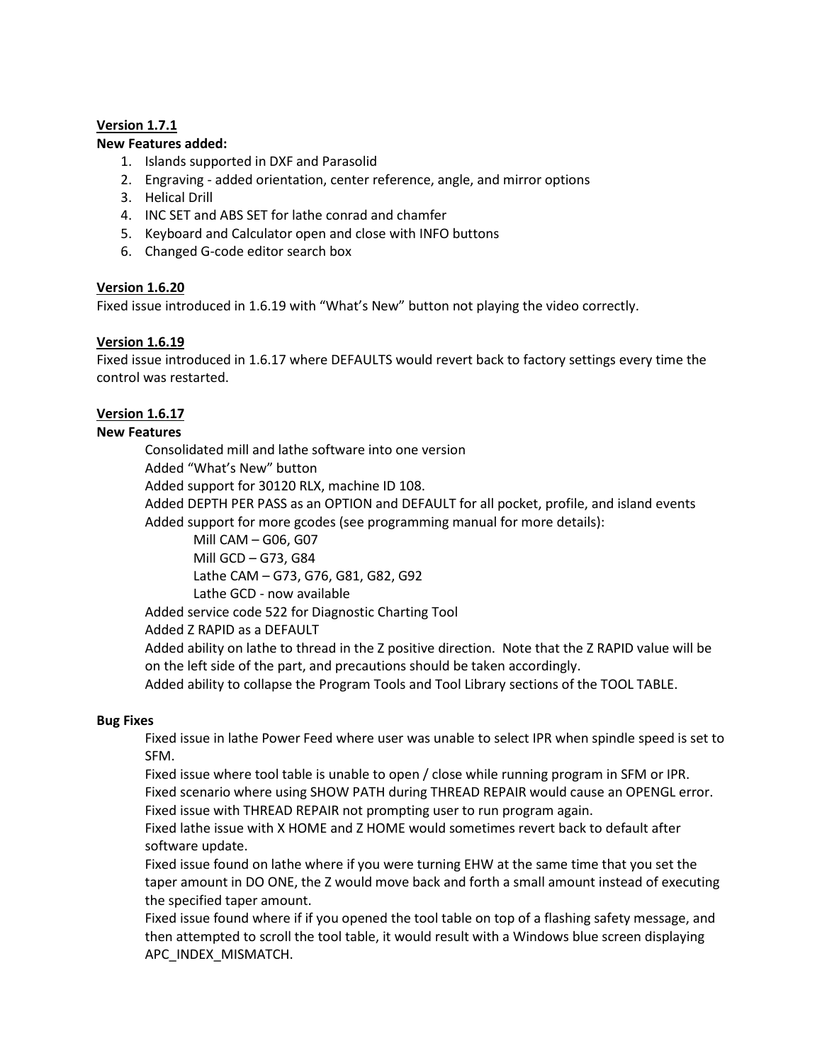**Version 1.7.1**

**New Features added:**

1. Islands supported in DXF and Parasolid
2. Engraving - added orientation, center reference, angle, and mirror options
3. Helical Drill
4. INC SET and ABS SET for lathe conrad and chamfer
5. Keyboard and Calculator open and close with INFO buttons
6. Changed G-code editor search box

**Version 1.6.20**

Fixed issue introduced in 1.6.19 with "What's New" button not playing the video correctly.

**Version 1.6.19**

Fixed issue introduced in 1.6.17 where DEFAULTS would revert back to factory settings every time the control was restarted.

**Version 1.6.17**

**New Features**

Consolidated mill and lathe software into one version
Added "What's New" button
Added support for 30120 RLX, machine ID 108.
Added DEPTH PER PASS as an OPTION and DEFAULT for all pocket, profile, and island events
Added support for more gcodes (see programming manual for more details):

Mill CAM – G06, G07
Mill GCD – G73, G84
Lathe CAM – G73, G76, G81, G82, G92
Lathe GCD - now available

Added service code 522 for Diagnostic Charting Tool
Added Z RAPID as a DEFAULT
Added ability on lathe to thread in the Z positive direction. Note that the Z RAPID value will be on the left side of the part, and precautions should be taken accordingly.
Added ability to collapse the Program Tools and Tool Library sections of the TOOL TABLE.

**Bug Fixes**

Fixed issue in lathe Power Feed where user was unable to select IPR when spindle speed is set to SFM.
Fixed issue where tool table is unable to open / close while running program in SFM or IPR.
Fixed scenario where using SHOW PATH during THREAD REPAIR would cause an OPENGL error.
Fixed issue with THREAD REPAIR not prompting user to run program again.
Fixed lathe issue with X HOME and Z HOME would sometimes revert back to default after software update.
Fixed issue found on lathe where if you were turning EHW at the same time that you set the taper amount in DO ONE, the Z would move back and forth a small amount instead of executing the specified taper amount.
Fixed issue found where if if you opened the tool table on top of a flashing safety message, and then attempted to scroll the tool table, it would result with a Windows blue screen displaying APC_INDEX_MISMATCH.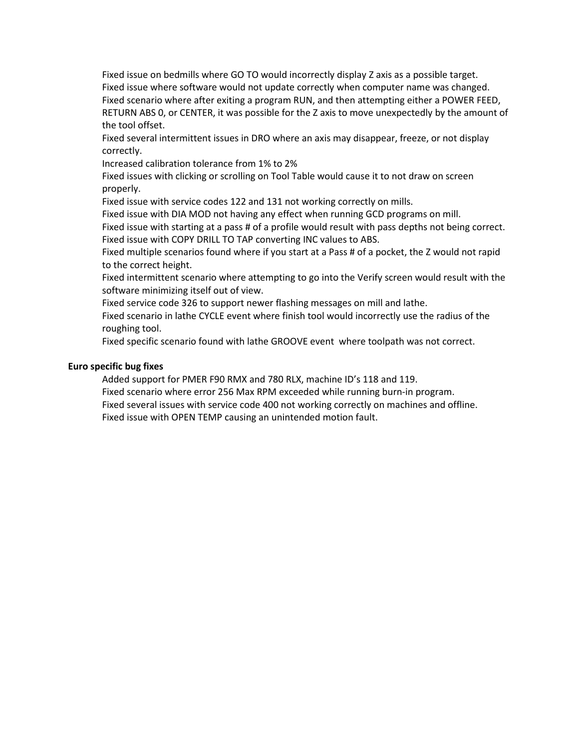Fixed issue on bedmills where GO TO would incorrectly display Z axis as a possible target.
Fixed issue where software would not update correctly when computer name was changed.
Fixed scenario where after exiting a program RUN, and then attempting either a POWER FEED, RETURN ABS 0, or CENTER, it was possible for the Z axis to move unexpectedly by the amount of the tool offset.
Fixed several intermittent issues in DRO where an axis may disappear, freeze, or not display correctly.
Increased calibration tolerance from 1% to 2%
Fixed issues with clicking or scrolling on Tool Table would cause it to not draw on screen properly.
Fixed issue with service codes 122 and 131 not working correctly on mills.
Fixed issue with DIA MOD not having any effect when running GCD programs on mill.
Fixed issue with starting at a pass # of a profile would result with pass depths not being correct.
Fixed issue with COPY DRILL TO TAP converting INC values to ABS.
Fixed multiple scenarios found where if you start at a Pass # of a pocket, the Z would not rapid to the correct height.
Fixed intermittent scenario where attempting to go into the Verify screen would result with the software minimizing itself out of view.
Fixed service code 326 to support newer flashing messages on mill and lathe.
Fixed scenario in lathe CYCLE event where finish tool would incorrectly use the radius of the roughing tool.
Fixed specific scenario found with lathe GROOVE event where toolpath was not correct.

**Euro specific bug fixes**

Added support for PMER F90 RMX and 780 RLX, machine ID's 118 and 119.
Fixed scenario where error 256 Max RPM exceeded while running burn-in program.
Fixed several issues with service code 400 not working correctly on machines and offline.
Fixed issue with OPEN TEMP causing an unintended motion fault.